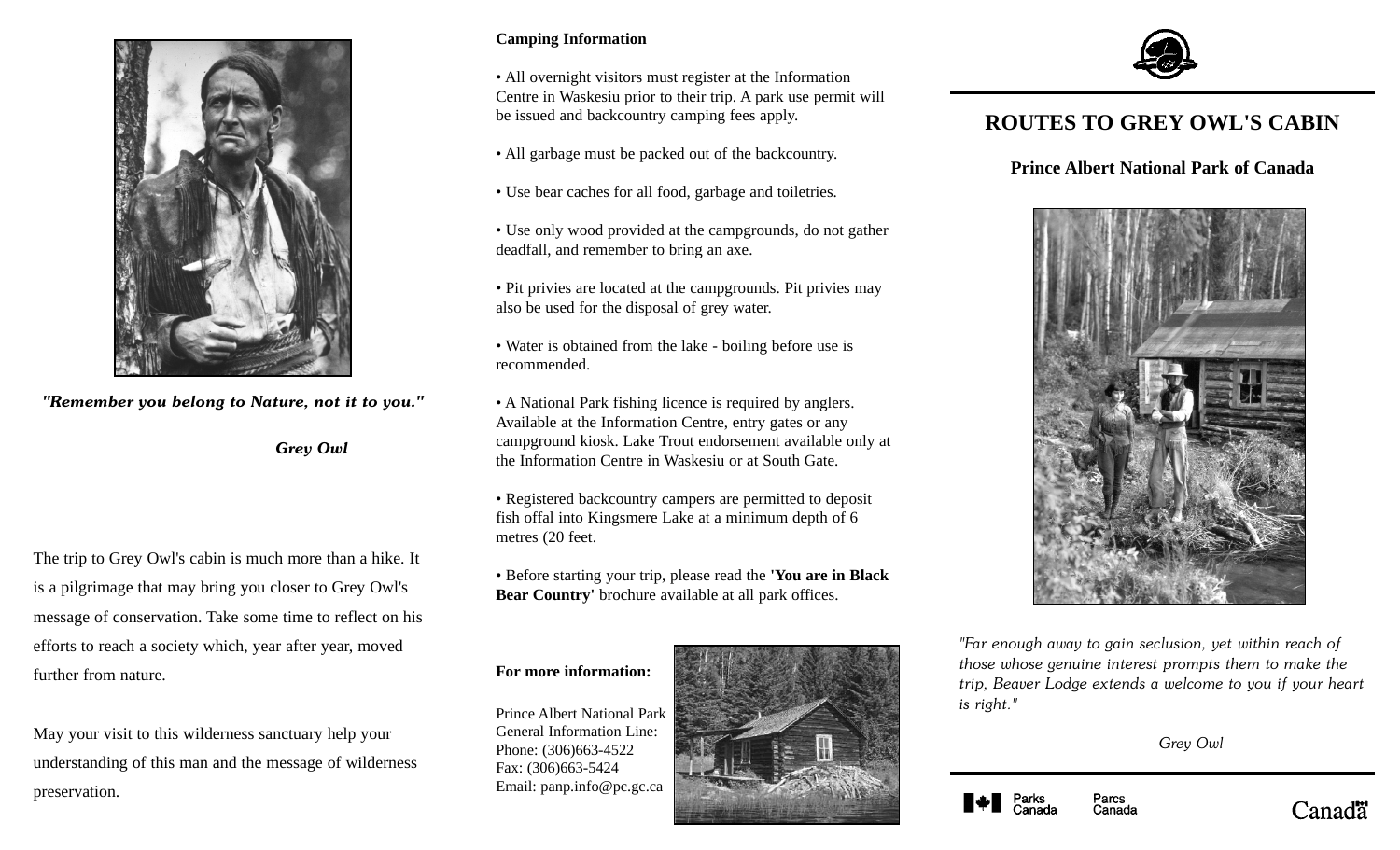# ROUTES TO GREY OWL'S CABIN

## Prince Albert National Park of Canada

*"Far enough away to gain seclusion, yet within reach of those whose genuine interest prompts them to make the trip, Beaver Lodge extends a welcome to you if your heart is right."*

*Grey Owl*

Parks Canada Parcs Canada

Canada

***"Remember you belong to Nature, not it to you."***

***Grey Owl***

The trip to Grey Owl's cabin is much more than a hike. It is a pilgrimage that may bring you closer to Grey Owl's message of conservation. Take some time to reflect on his efforts to reach a society which, year after year, moved further from nature.

May your visit to this wilderness sanctuary help your understanding of this man and the message of wilderness preservation.

**Camping Information**

- All overnight visitors must register at the Information Centre in Waskesiu prior to their trip. A park use permit will be issued and backcountry camping fees apply.
- All garbage must be packed out of the backcountry.
- Use bear caches for all food, garbage and toiletries.
- Use only wood provided at the campgrounds, do not gather deadfall, and remember to bring an axe.
- Pit privies are located at the campgrounds. Pit privies may also be used for the disposal of grey water.
- Water is obtained from the lake - boiling before use is recommended.
- A National Park fishing licence is required by anglers. Available at the Information Centre, entry gates or any campground kiosk. Lake Trout endorsement available only at the Information Centre in Waskesiu or at South Gate.
- Registered backcountry campers are permitted to deposit fish offal into Kingsmere Lake at a minimum depth of 6 metres (20 feet.
- Before starting your trip, please read the **'You are in Black Bear Country'** brochure available at all park offices.

**For more information:**

Prince Albert National Park
General Information Line:
Phone: (306)663-4522
Fax: (306)663-5424
Email: panp.info@pc.gc.ca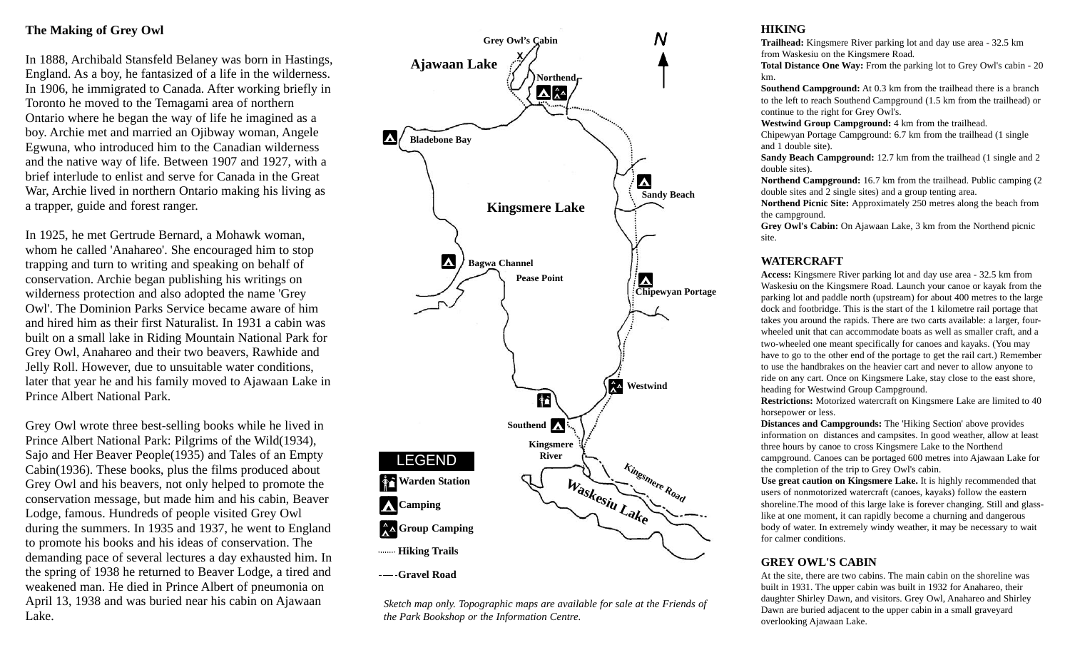## The Making of Grey Owl

In 1888, Archibald Stansfeld Belaney was born in Hastings, England. As a boy, he fantasized of a life in the wilderness. In 1906, he immigrated to Canada. After working briefly in Toronto he moved to the Temagami area of northern Ontario where he began the way of life he imagined as a boy. Archie met and married an Ojibway woman, Angele Egwuna, who introduced him to the Canadian wilderness and the native way of life. Between 1907 and 1927, with a brief interlude to enlist and serve for Canada in the Great War, Archie lived in northern Ontario making his living as a trapper, guide and forest ranger.

In 1925, he met Gertrude Bernard, a Mohawk woman, whom he called 'Anahareo'. She encouraged him to stop trapping and turn to writing and speaking on behalf of conservation. Archie began publishing his writings on wilderness protection and also adopted the name 'Grey Owl'. The Dominion Parks Service became aware of him and hired him as their first Naturalist. In 1931 a cabin was built on a small lake in Riding Mountain National Park for Grey Owl, Anahareo and their two beavers, Rawhide and Jelly Roll. However, due to unsuitable water conditions, later that year he and his family moved to Ajawaan Lake in Prince Albert National Park.

Grey Owl wrote three best-selling books while he lived in Prince Albert National Park: Pilgrims of the Wild(1934), Sajo and Her Beaver People(1935) and Tales of an Empty Cabin(1936). These books, plus the films produced about Grey Owl and his beavers, not only helped to promote the conservation message, but made him and his cabin, Beaver Lodge, famous. Hundreds of people visited Grey Owl during the summers. In 1935 and 1937, he went to England to promote his books and his ideas of conservation. The demanding pace of several lectures a day exhausted him. In the spring of 1938 he returned to Beaver Lodge, a tired and weakened man. He died in Prince Albert of pneumonia on April 13, 1938 and was buried near his cabin on Ajawaan Lake.

Grey Owl's Cabin
Ajawaan Lake
Northend
Bladebone Bay
Sandy Beach
Kingsmere Lake
Bagwa Channel
Pease Point
Chipewyan Portage
Westwind
Southend
Kingsmere River
Kingsmere Road
Waskesiu Lake
N

LEGEND
Warden Station
Camping
Group Camping
Hiking Trails
Gravel Road

*Sketch map only. Topographic maps are available for sale at the Friends of the Park Bookshop or the Information Centre.*

## HIKING

**Trailhead:** Kingsmere River parking lot and day use area - 32.5 km from Waskesiu on the Kingsmere Road.

**Total Distance One Way:** From the parking lot to Grey Owl's cabin - 20 km.

**Southend Campground:** At 0.3 km from the trailhead there is a branch to the left to reach Southend Campground (1.5 km from the trailhead) or continue to the right for Grey Owl's.

**Westwind Group Campground:** 4 km from the trailhead.

Chipewyan Portage Campground: 6.7 km from the trailhead (1 single and 1 double site).

**Sandy Beach Campground:** 12.7 km from the trailhead (1 single and 2 double sites).

**Northend Campground:** 16.7 km from the trailhead. Public camping (2 double sites and 2 single sites) and a group tenting area.

**Northend Picnic Site:** Approximately 250 metres along the beach from the campground.

**Grey Owl's Cabin:** On Ajawaan Lake, 3 km from the Northend picnic site.

## WATERCRAFT

**Access:** Kingsmere River parking lot and day use area - 32.5 km from Waskesiu on the Kingsmere Road. Launch your canoe or kayak from the parking lot and paddle north (upstream) for about 400 metres to the large dock and footbridge. This is the start of the 1 kilometre rail portage that takes you around the rapids. There are two carts available: a larger, four-wheeled unit that can accommodate boats as well as smaller craft, and a two-wheeled one meant specifically for canoes and kayaks. (You may have to go to the other end of the portage to get the rail cart.) Remember to use the handbrakes on the heavier cart and never to allow anyone to ride on any cart. Once on Kingsmere Lake, stay close to the east shore, heading for Westwind Group Campground.

**Restrictions:** Motorized watercraft on Kingsmere Lake are limited to 40 horsepower or less.

**Distances and Campgrounds:** The 'Hiking Section' above provides information on distances and campsites. In good weather, allow at least three hours by canoe to cross Kingsmere Lake to the Northend campground. Canoes can be portaged 600 metres into Ajawaan Lake for the completion of the trip to Grey Owl's cabin.

**Use great caution on Kingsmere Lake.** It is highly recommended that users of nonmotorized watercraft (canoes, kayaks) follow the eastern shoreline.The mood of this large lake is forever changing. Still and glass-like at one moment, it can rapidly become a churning and dangerous body of water. In extremely windy weather, it may be necessary to wait for calmer conditions.

## GREY OWL'S CABIN

At the site, there are two cabins. The main cabin on the shoreline was built in 1931. The upper cabin was built in 1932 for Anahareo, their daughter Shirley Dawn, and visitors. Grey Owl, Anahareo and Shirley Dawn are buried adjacent to the upper cabin in a small graveyard overlooking Ajawaan Lake.